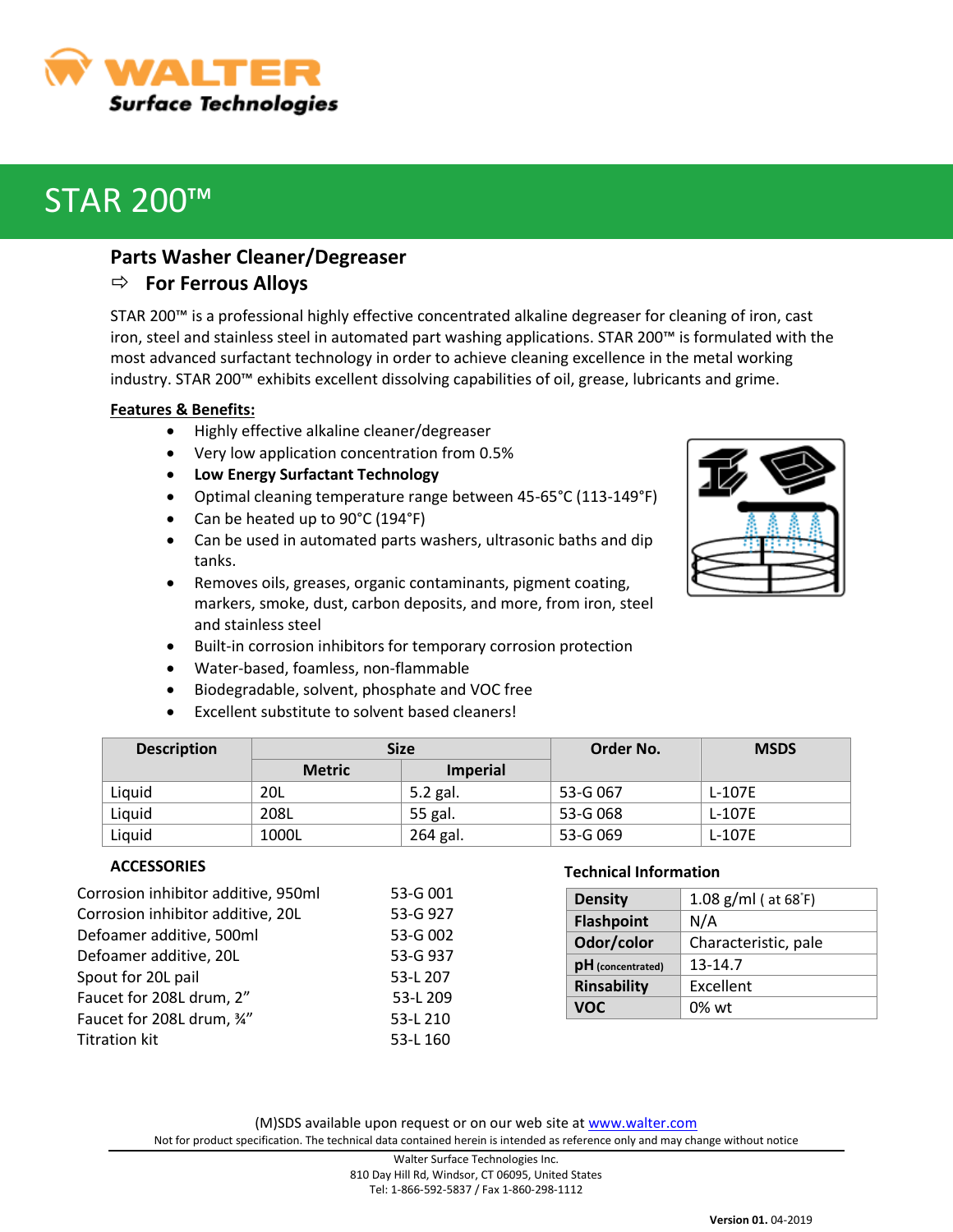WALTER Surface Technologies

# STAR 200™

## Parts Washer Cleaner/Degreaser

### ⇨ For Ferrous Alloys

STAR 200™ is a professional highly effective concentrated alkaline degreaser for cleaning of iron, cast iron, steel and stainless steel in automated part washing applications. STAR 200™ is formulated with the most advanced surfactant technology in order to achieve cleaning excellence in the metal working industry. STAR 200™ exhibits excellent dissolving capabilities of oil, grease, lubricants and grime.

**Features & Benefits:**

- Highly effective alkaline cleaner/degreaser
- Very low application concentration from 0.5%
- **Low Energy Surfactant Technology**
- Optimal cleaning temperature range between 45-65°C (113-149°F)
- Can be heated up to 90°C (194°F)
- Can be used in automated parts washers, ultrasonic baths and dip tanks.
- Removes oils, greases, organic contaminants, pigment coating, markers, smoke, dust, carbon deposits, and more, from iron, steel and stainless steel
- Built-in corrosion inhibitors for temporary corrosion protection
- Water-based, foamless, non-flammable
- Biodegradable, solvent, phosphate and VOC free
- Excellent substitute to solvent based cleaners!

| Description | Size | | Order No. | MSDS |
|---|---|---|---|---|
| | Metric | Imperial | | |
| Liquid | 20L | 5.2 gal. | 53-G 067 | L-107E |
| Liquid | 208L | 55 gal. | 53-G 068 | L-107E |
| Liquid | 1000L | 264 gal. | 53-G 069 | L-107E |

**ACCESSORIES**

| | |
|---|---|
| Corrosion inhibitor additive, 950ml | 53-G 001 |
| Corrosion inhibitor additive, 20L | 53-G 927 |
| Defoamer additive, 500ml | 53-G 002 |
| Defoamer additive, 20L | 53-G 937 |
| Spout for 20L pail | 53-L 207 |
| Faucet for 208L drum, 2” | 53-L 209 |
| Faucet for 208L drum, ¾” | 53-L 210 |
| Titration kit | 53-L 160 |

**Technical Information**

| | |
|---|---|
| **Density** | 1.08 g/ml ( at 68˚F) |
| **Flashpoint** | N/A |
| **Odor/color** | Characteristic, pale |
| **pH** (concentrated) | 13-14.7 |
| **Rinsability** | Excellent |
| **VOC** | 0% wt |

(M)SDS available upon request or on our web site at www.walter.com

Not for product specification. The technical data contained herein is intended as reference only and may change without notice

Walter Surface Technologies Inc.
810 Day Hill Rd, Windsor, CT 06095, United States
Tel: 1-866-592-5837 / Fax 1-860-298-1112

**Version 01.** 04-2019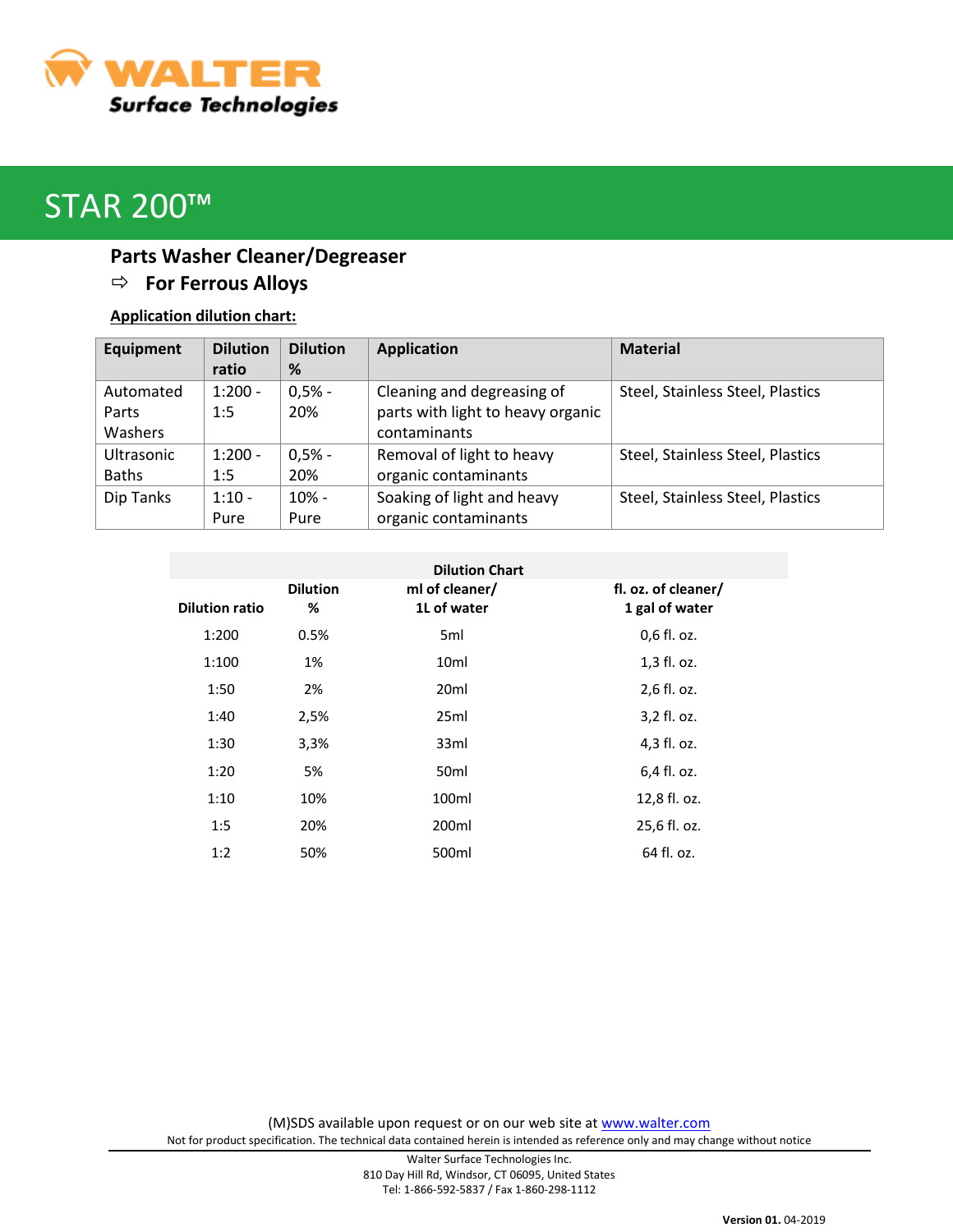# STAR 200™

## Parts Washer Cleaner/Degreaser

### ⇨ For Ferrous Alloys

**Application dilution chart:**

| Equipment | Dilution ratio | Dilution % | Application | Material |
|---|---|---|---|---|
| Automated Parts Washers | 1:200 - 1:5 | 0,5% - 20% | Cleaning and degreasing of parts with light to heavy organic contaminants | Steel, Stainless Steel, Plastics |
| Ultrasonic Baths | 1:200 - 1:5 | 0,5% - 20% | Removal of light to heavy organic contaminants | Steel, Stainless Steel, Plastics |
| Dip Tanks | 1:10 - Pure | 10% - Pure | Soaking of light and heavy organic contaminants | Steel, Stainless Steel, Plastics |

**Dilution Chart**

| Dilution ratio | Dilution % | ml of cleaner/ 1L of water | fl. oz. of cleaner/ 1 gal of water |
|---|---|---|---|
| 1:200 | 0.5% | 5ml | 0,6 fl. oz. |
| 1:100 | 1% | 10ml | 1,3 fl. oz. |
| 1:50 | 2% | 20ml | 2,6 fl. oz. |
| 1:40 | 2,5% | 25ml | 3,2 fl. oz. |
| 1:30 | 3,3% | 33ml | 4,3 fl. oz. |
| 1:20 | 5% | 50ml | 6,4 fl. oz. |
| 1:10 | 10% | 100ml | 12,8 fl. oz. |
| 1:5 | 20% | 200ml | 25,6 fl. oz. |
| 1:2 | 50% | 500ml | 64 fl. oz. |

(M)SDS available upon request or on our web site at www.walter.com

Not for product specification. The technical data contained herein is intended as reference only and may change without notice

Walter Surface Technologies Inc.
810 Day Hill Rd, Windsor, CT 06095, United States
Tel: 1-866-592-5837 / Fax 1-860-298-1112

**Version 01.** 04-2019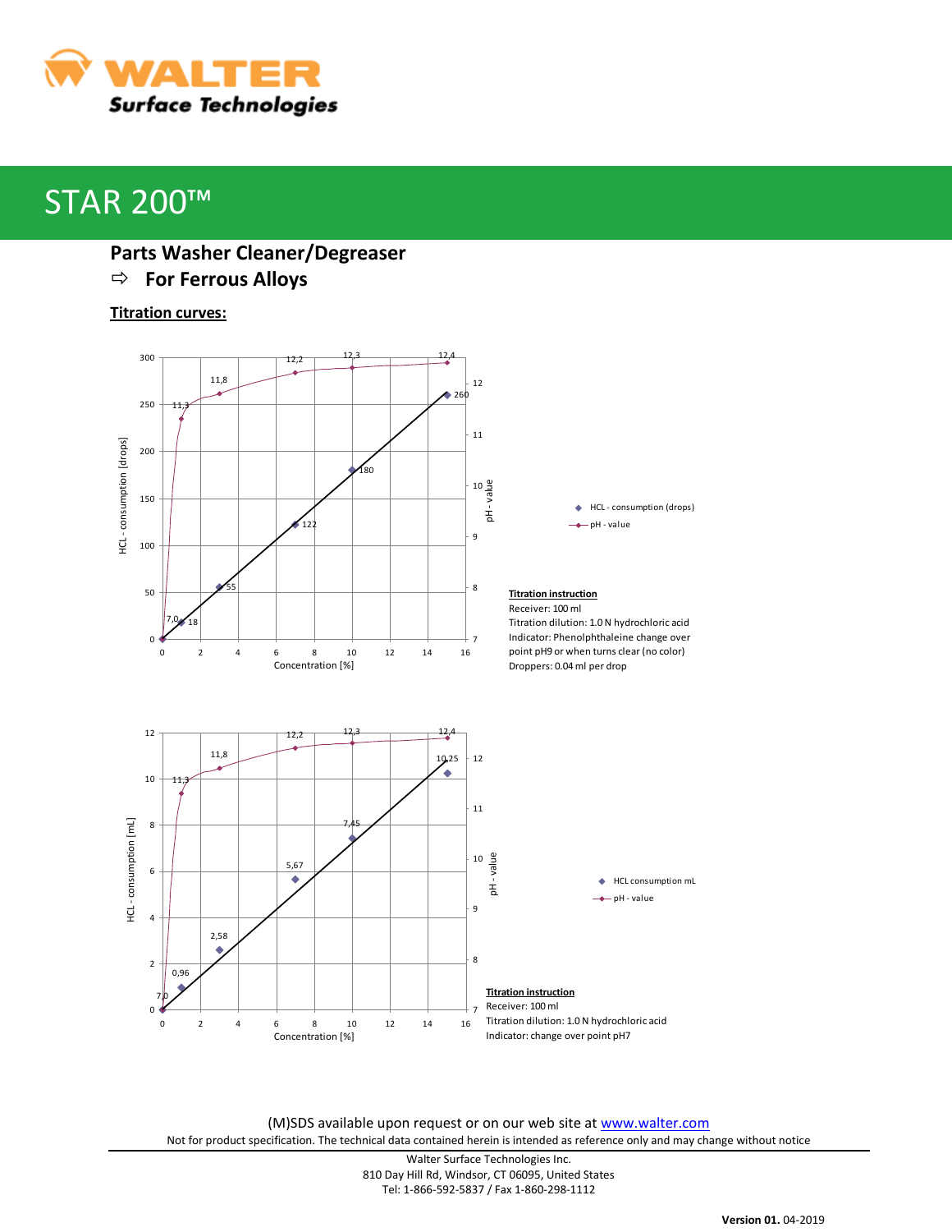# STAR 200™

## Parts Washer Cleaner/Degreaser

## ⇨ For Ferrous Alloys

**Titration curves:**

300
250
200
150
100
50
0
HCL - consumption [drops]
0 2 4 6 8 10 12 14 16
Concentration [%]
pH - value
12
11
10
9
8
7
7,0
11,3
11,8
12,2
12,3
12,4
18
55
122
180
260

HCL - consumption (drops)
pH - value

**Titration instruction**
Receiver: 100 ml
Titration dilution: 1.0 N hydrochloric acid
Indicator: Phenolphthaleine change over point pH9 or when turns clear (no color)
Droppers: 0.04 ml per drop

12
10
8
6
4
2
0
HCL - consumption [mL]
0 2 4 6 8 10 12 14 16
Concentration [%]
pH - value
12
11
10
9
8
7
7,0
11,3
11,8
12,2
12,3
12,4
0,96
2,58
5,67
7,45
10,25

HCL consumption mL
pH - value

**Titration instruction**
Receiver: 100 ml
Titration dilution: 1.0 N hydrochloric acid
Indicator: change over point pH7

(M)SDS available upon request or on our web site at www.walter.com
Not for product specification. The technical data contained herein is intended as reference only and may change without notice

Walter Surface Technologies Inc.
810 Day Hill Rd, Windsor, CT 06095, United States
Tel: 1-866-592-5837 / Fax 1-860-298-1112

**Version 01.** 04-2019